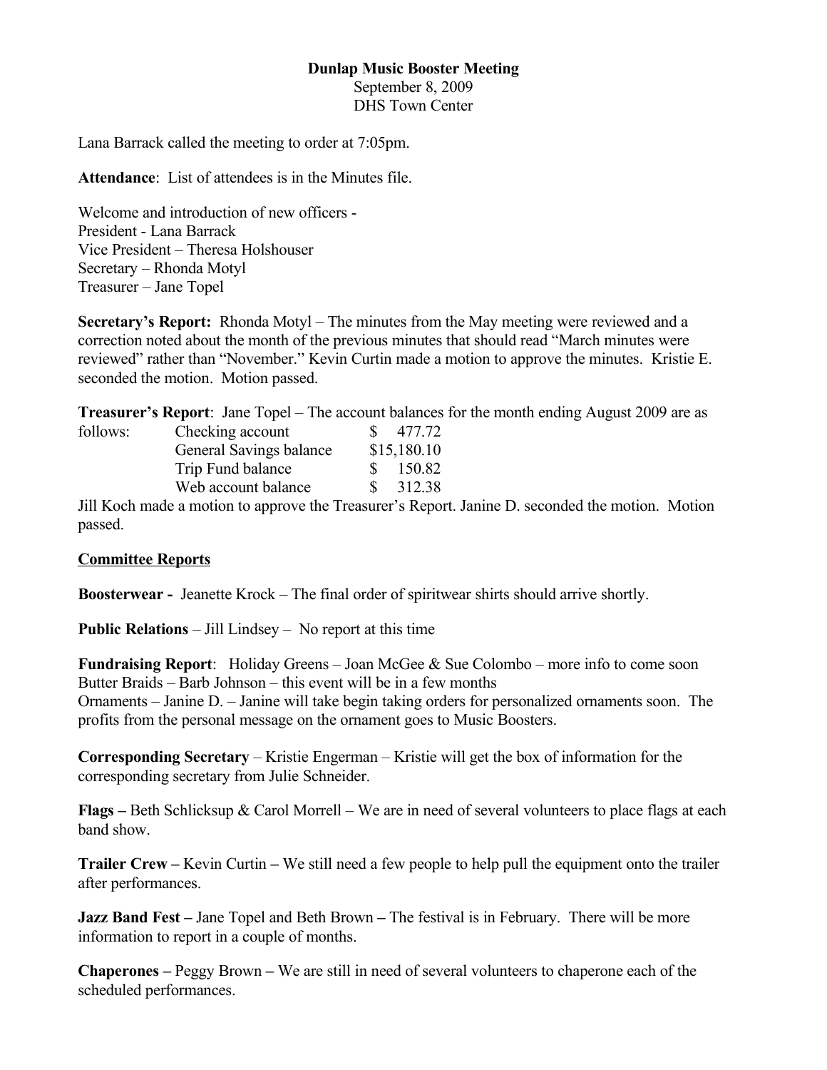**Dunlap Music Booster Meeting**
September 8, 2009
DHS Town Center

Lana Barrack called the meeting to order at 7:05pm.

**Attendance**: List of attendees is in the Minutes file.

Welcome and introduction of new officers -
President - Lana Barrack
Vice President – Theresa Holshouser
Secretary – Rhonda Motyl
Treasurer – Jane Topel

**Secretary's Report:** Rhonda Motyl – The minutes from the May meeting were reviewed and a correction noted about the month of the previous minutes that should read "March minutes were reviewed" rather than "November." Kevin Curtin made a motion to approve the minutes. Kristie E. seconded the motion. Motion passed.

**Treasurer's Report**: Jane Topel – The account balances for the month ending August 2009 are as follows:

| | |
|---|---|
| Checking account | $ 477.72 |
| General Savings balance | $15,180.10 |
| Trip Fund balance | $ 150.82 |
| Web account balance | $ 312.38 |

Jill Koch made a motion to approve the Treasurer's Report. Janine D. seconded the motion. Motion passed.

**Committee Reports**

**Boosterwear -** Jeanette Krock – The final order of spiritwear shirts should arrive shortly.

**Public Relations** – Jill Lindsey – No report at this time

**Fundraising Report**: Holiday Greens – Joan McGee & Sue Colombo – more info to come soon
Butter Braids – Barb Johnson – this event will be in a few months
Ornaments – Janine D. – Janine will take begin taking orders for personalized ornaments soon. The profits from the personal message on the ornament goes to Music Boosters.

**Corresponding Secretary** – Kristie Engerman – Kristie will get the box of information for the corresponding secretary from Julie Schneider.

**Flags –** Beth Schlicksup & Carol Morrell – We are in need of several volunteers to place flags at each band show.

**Trailer Crew –** Kevin Curtin **–** We still need a few people to help pull the equipment onto the trailer after performances.

**Jazz Band Fest –** Jane Topel and Beth Brown **–** The festival is in February. There will be more information to report in a couple of months.

**Chaperones –** Peggy Brown **–** We are still in need of several volunteers to chaperone each of the scheduled performances.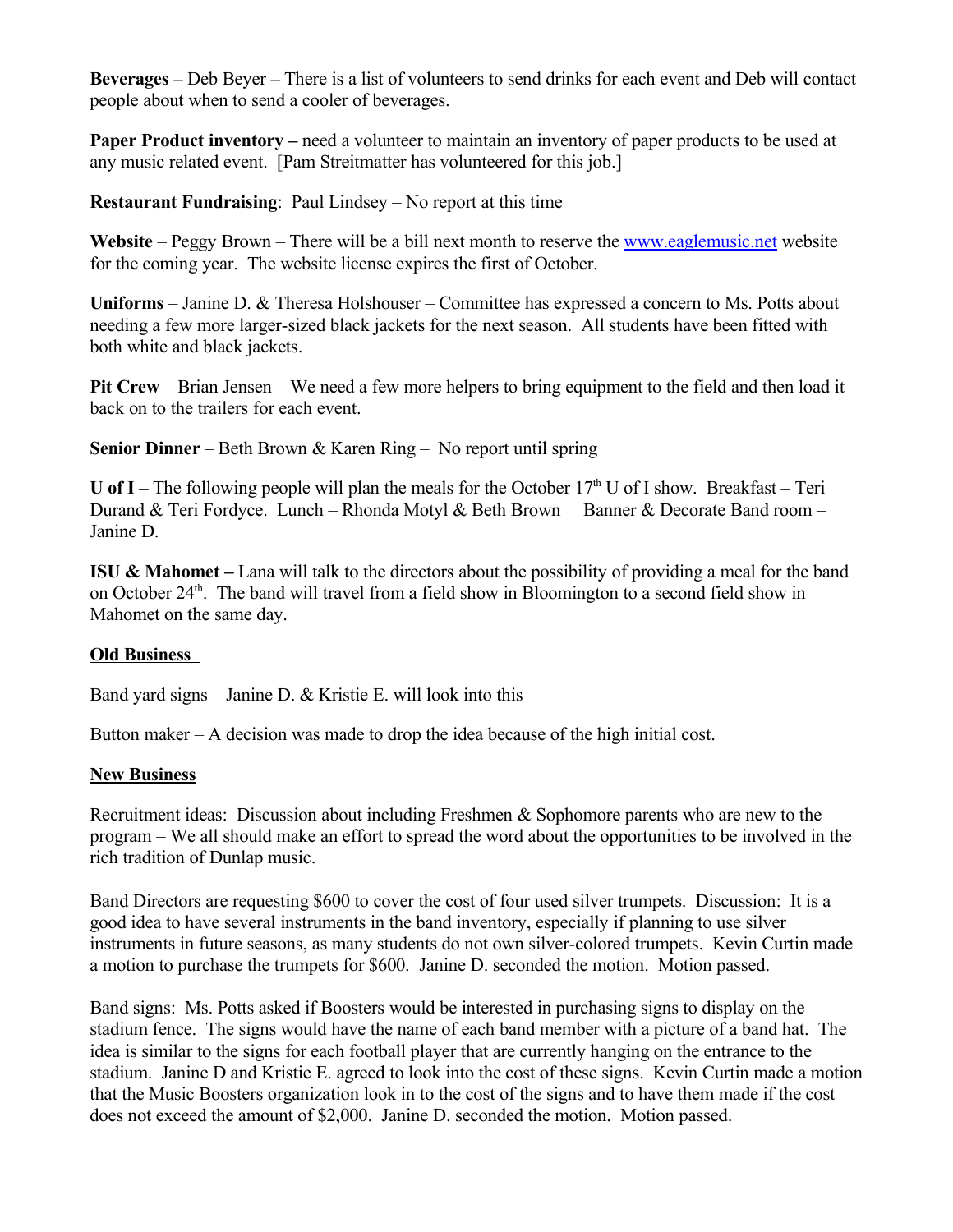**Beverages –** Deb Beyer **–** There is a list of volunteers to send drinks for each event and Deb will contact people about when to send a cooler of beverages.

**Paper Product inventory –** need a volunteer to maintain an inventory of paper products to be used at any music related event. [Pam Streitmatter has volunteered for this job.]

**Restaurant Fundraising**: Paul Lindsey – No report at this time

**Website** – Peggy Brown – There will be a bill next month to reserve the www.eaglemusic.net website for the coming year. The website license expires the first of October.

**Uniforms** – Janine D. & Theresa Holshouser – Committee has expressed a concern to Ms. Potts about needing a few more larger-sized black jackets for the next season. All students have been fitted with both white and black jackets.

**Pit Crew** – Brian Jensen – We need a few more helpers to bring equipment to the field and then load it back on to the trailers for each event.

**Senior Dinner** – Beth Brown & Karen Ring – No report until spring

**U of I** – The following people will plan the meals for the October 17th U of I show. Breakfast – Teri Durand & Teri Fordyce. Lunch – Rhonda Motyl & Beth Brown Banner & Decorate Band room – Janine D.

**ISU & Mahomet –** Lana will talk to the directors about the possibility of providing a meal for the band on October 24th. The band will travel from a field show in Bloomington to a second field show in Mahomet on the same day.

## Old Business

Band yard signs – Janine D. & Kristie E. will look into this

Button maker – A decision was made to drop the idea because of the high initial cost.

## New Business

Recruitment ideas: Discussion about including Freshmen & Sophomore parents who are new to the program – We all should make an effort to spread the word about the opportunities to be involved in the rich tradition of Dunlap music.

Band Directors are requesting $600 to cover the cost of four used silver trumpets. Discussion: It is a good idea to have several instruments in the band inventory, especially if planning to use silver instruments in future seasons, as many students do not own silver-colored trumpets. Kevin Curtin made a motion to purchase the trumpets for $600. Janine D. seconded the motion. Motion passed.

Band signs: Ms. Potts asked if Boosters would be interested in purchasing signs to display on the stadium fence. The signs would have the name of each band member with a picture of a band hat. The idea is similar to the signs for each football player that are currently hanging on the entrance to the stadium. Janine D and Kristie E. agreed to look into the cost of these signs. Kevin Curtin made a motion that the Music Boosters organization look in to the cost of the signs and to have them made if the cost does not exceed the amount of $2,000. Janine D. seconded the motion. Motion passed.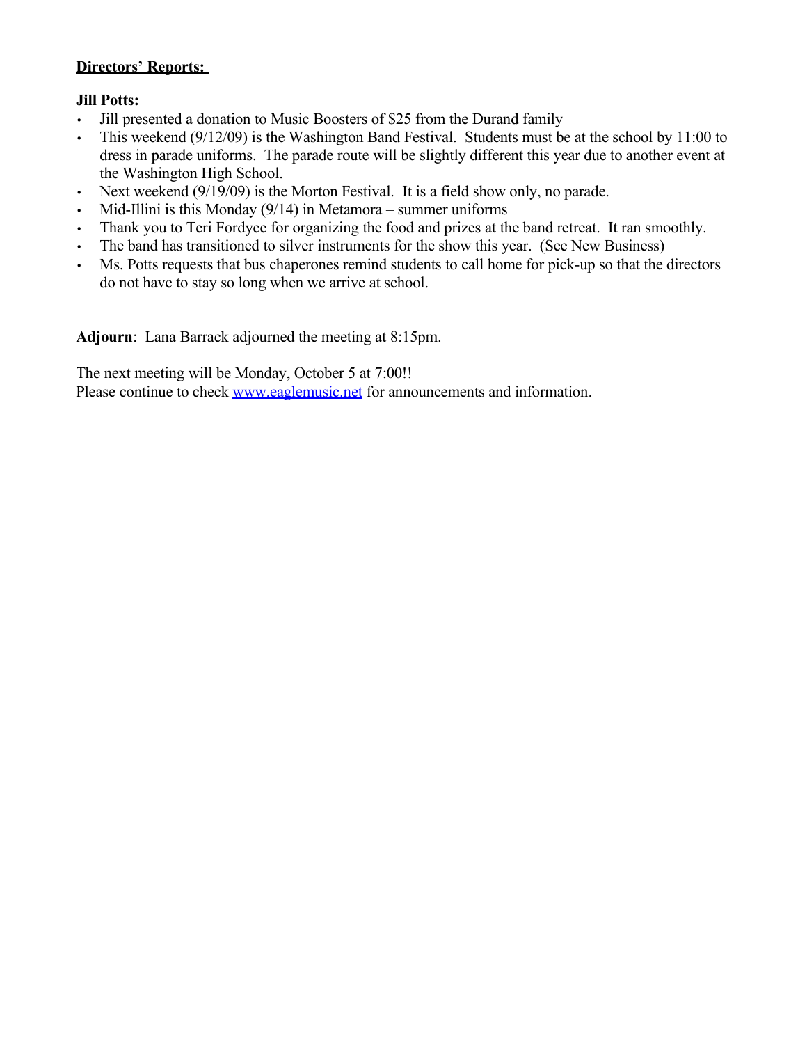## **Directors' Reports:**

**Jill Potts:**

- Jill presented a donation to Music Boosters of $25 from the Durand family
- This weekend (9/12/09) is the Washington Band Festival. Students must be at the school by 11:00 to dress in parade uniforms. The parade route will be slightly different this year due to another event at the Washington High School.
- Next weekend (9/19/09) is the Morton Festival. It is a field show only, no parade.
- Mid-Illini is this Monday (9/14) in Metamora – summer uniforms
- Thank you to Teri Fordyce for organizing the food and prizes at the band retreat. It ran smoothly.
- The band has transitioned to silver instruments for the show this year. (See New Business)
- Ms. Potts requests that bus chaperones remind students to call home for pick-up so that the directors do not have to stay so long when we arrive at school.

**Adjourn**: Lana Barrack adjourned the meeting at 8:15pm.

The next meeting will be Monday, October 5 at 7:00!!
Please continue to check www.eaglemusic.net for announcements and information.